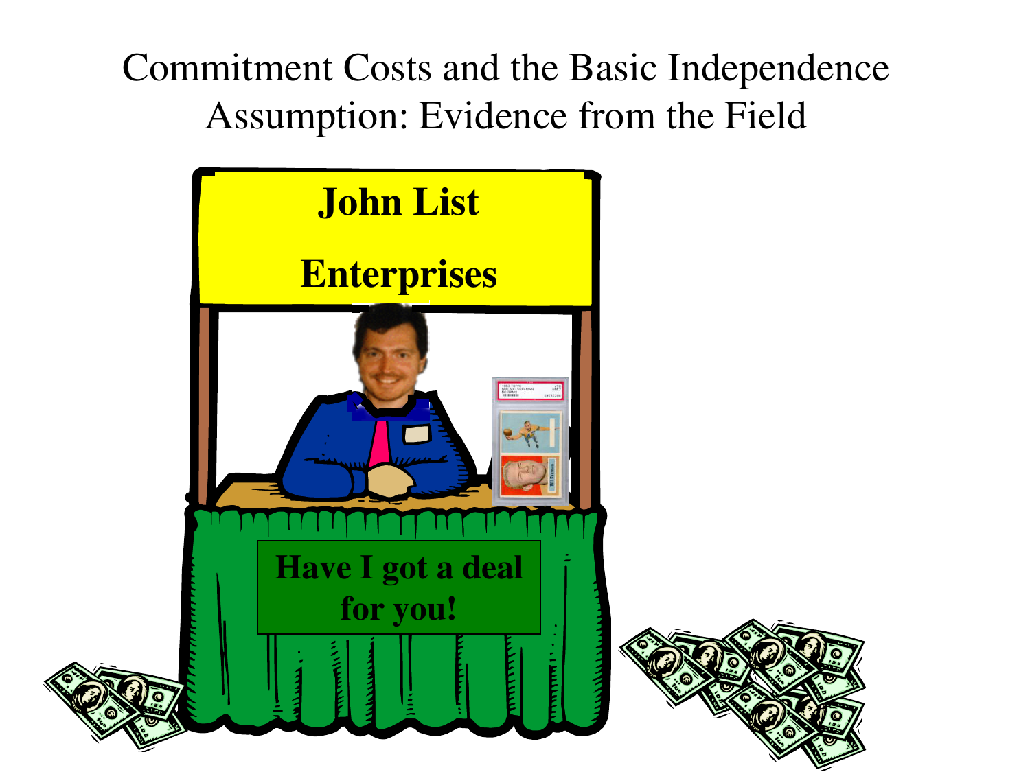# Commitment Costs and the Basic Independence Assumption: Evidence from the Field

**John List**

**Enterprises**

**Have I got a deal for you!**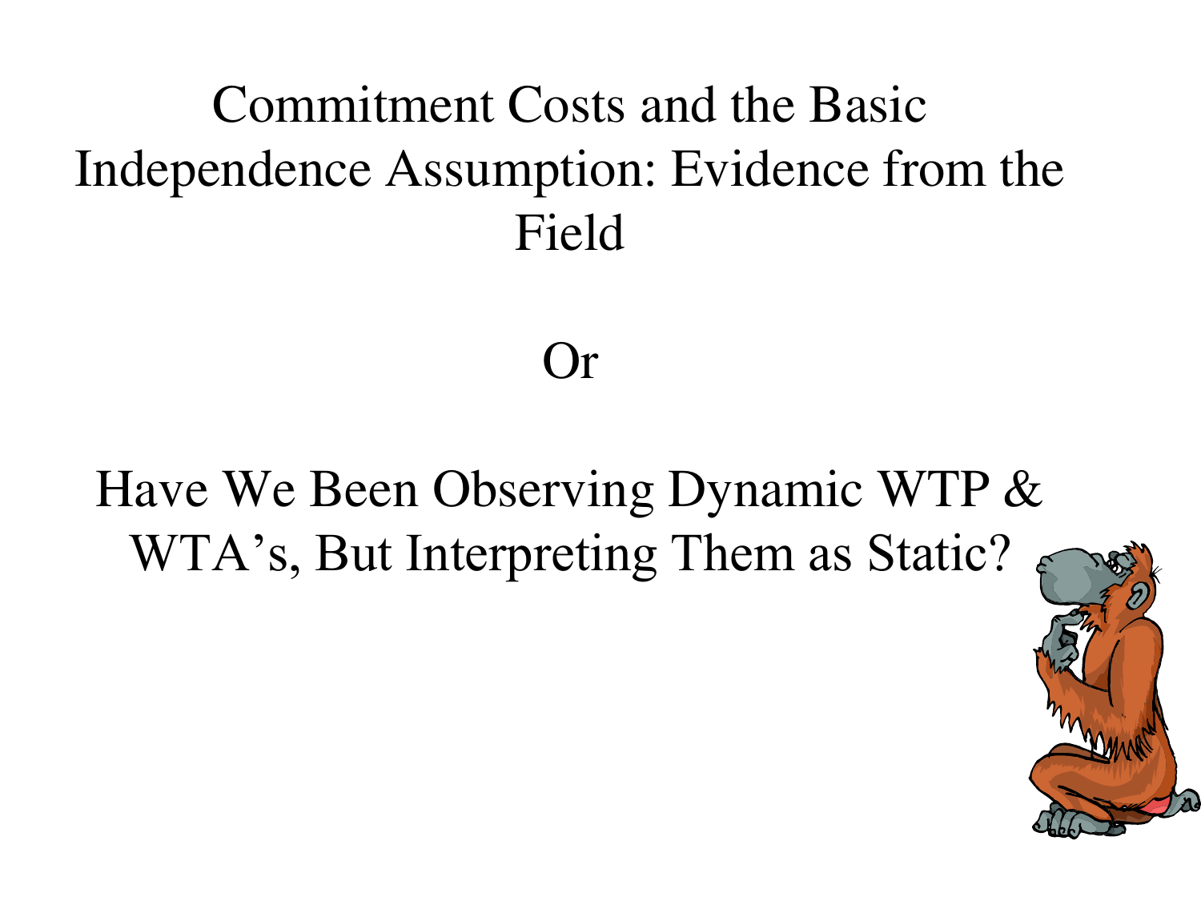# Commitment Costs and the Basic Independence Assumption: Evidence from the Field

Or

# Have We Been Observing Dynamic WTP & WTA's, But Interpreting Them as Static?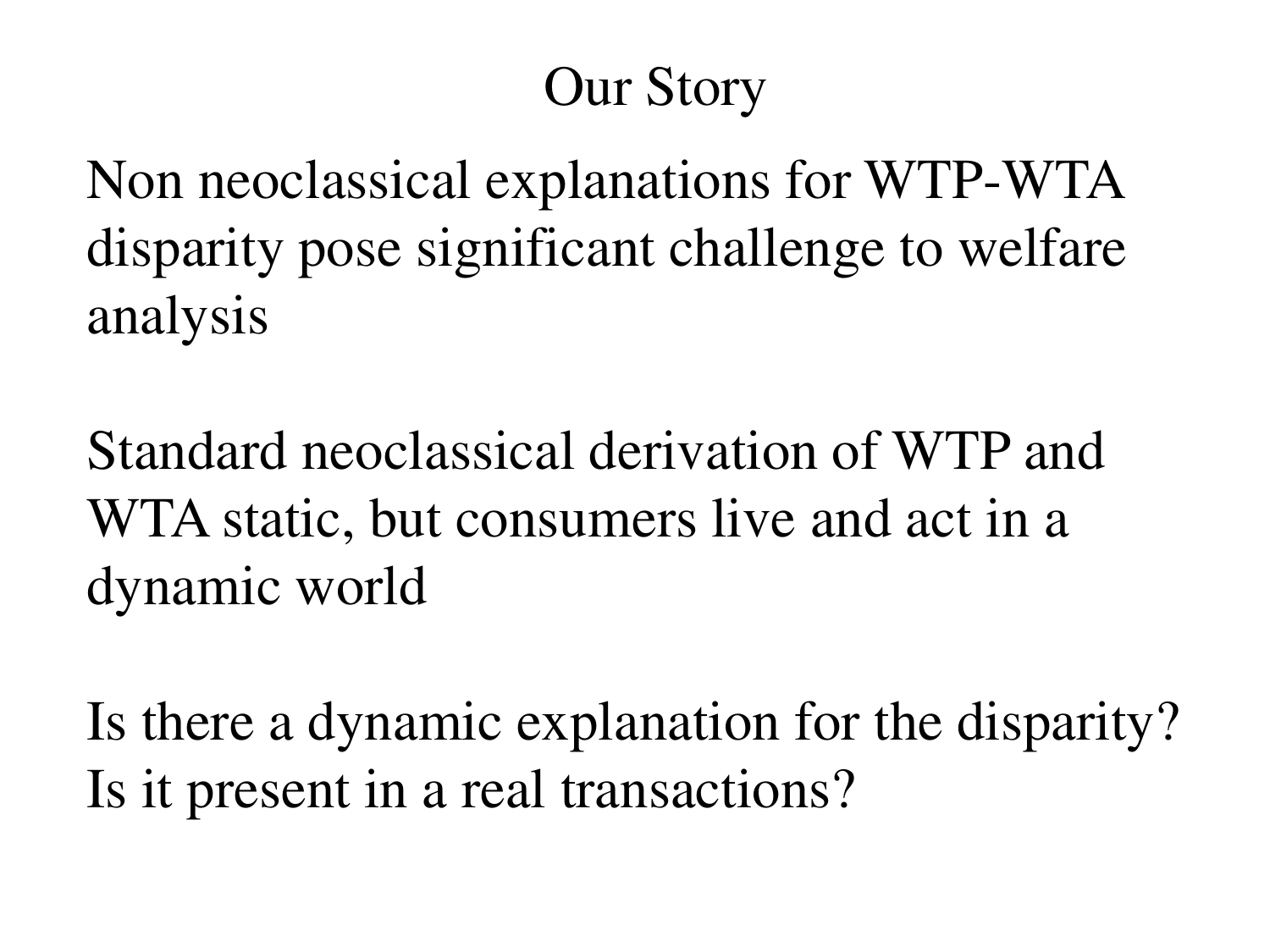# Our Story

Non neoclassical explanations for WTP-WTA disparity pose significant challenge to welfare analysis

Standard neoclassical derivation of WTP and WTA static, but consumers live and act in a dynamic world

Is there a dynamic explanation for the disparity?
Is it present in a real transactions?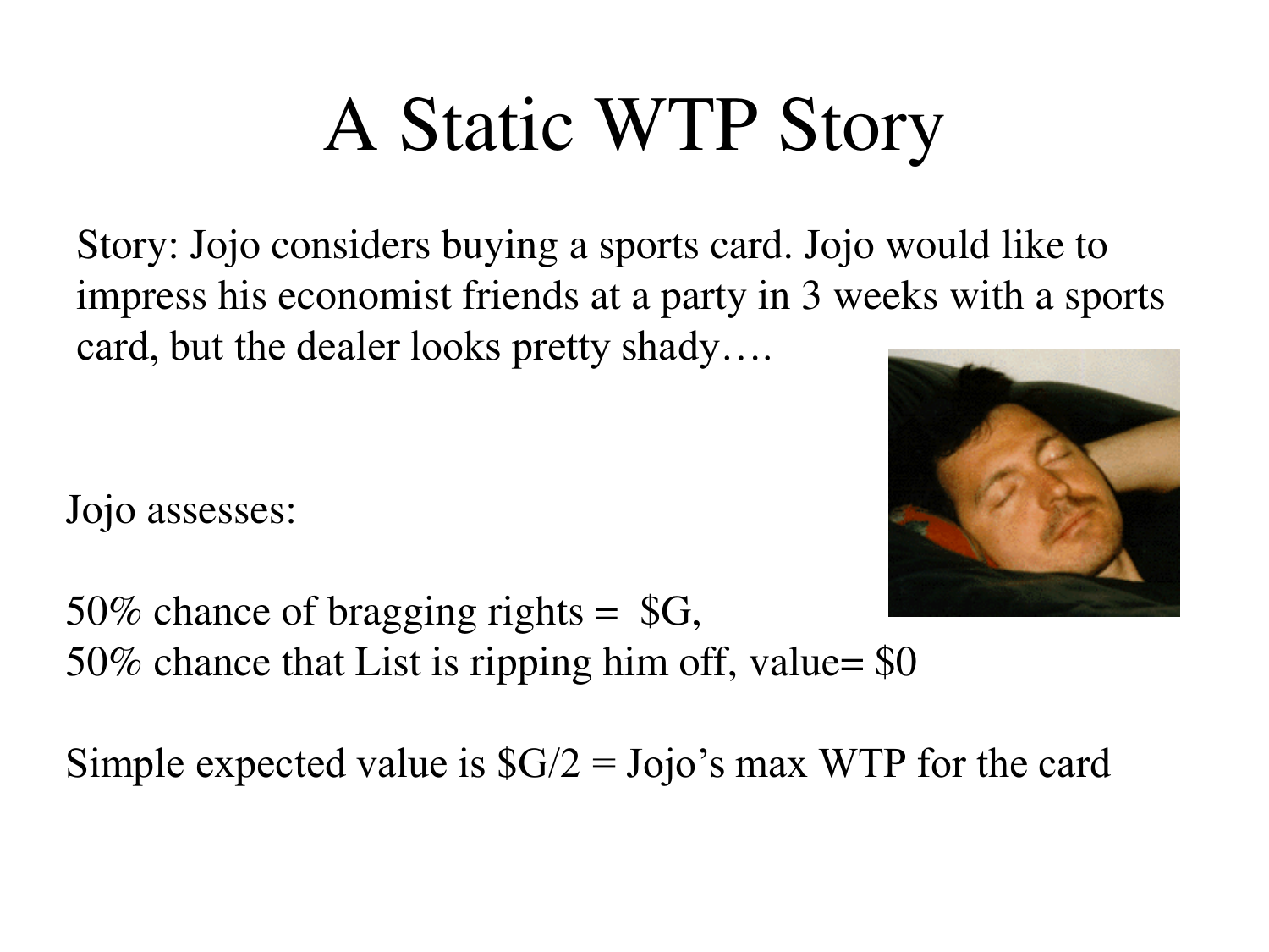# A Static WTP Story

Story: Jojo considers buying a sports card. Jojo would like to impress his economist friends at a party in 3 weeks with a sports card, but the dealer looks pretty shady….

Jojo assesses:

50% chance of bragging rights = $G,
50% chance that List is ripping him off, value= $0

Simple expected value is $G/2 = Jojo's max WTP for the card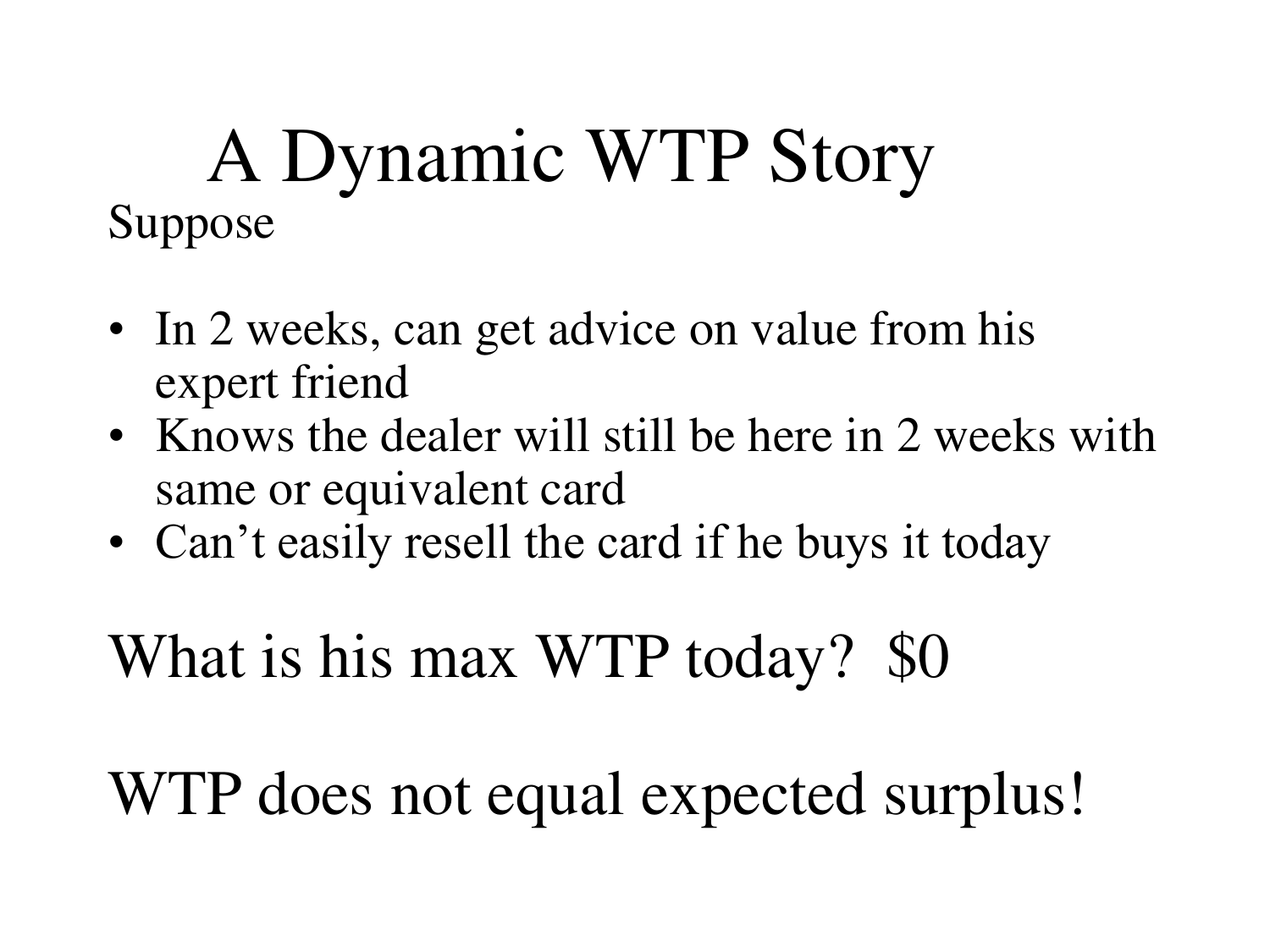# A Dynamic WTP Story

Suppose

- In 2 weeks, can get advice on value from his expert friend
- Knows the dealer will still be here in 2 weeks with same or equivalent card
- Can't easily resell the card if he buys it today

What is his max WTP today? $0

WTP does not equal expected surplus!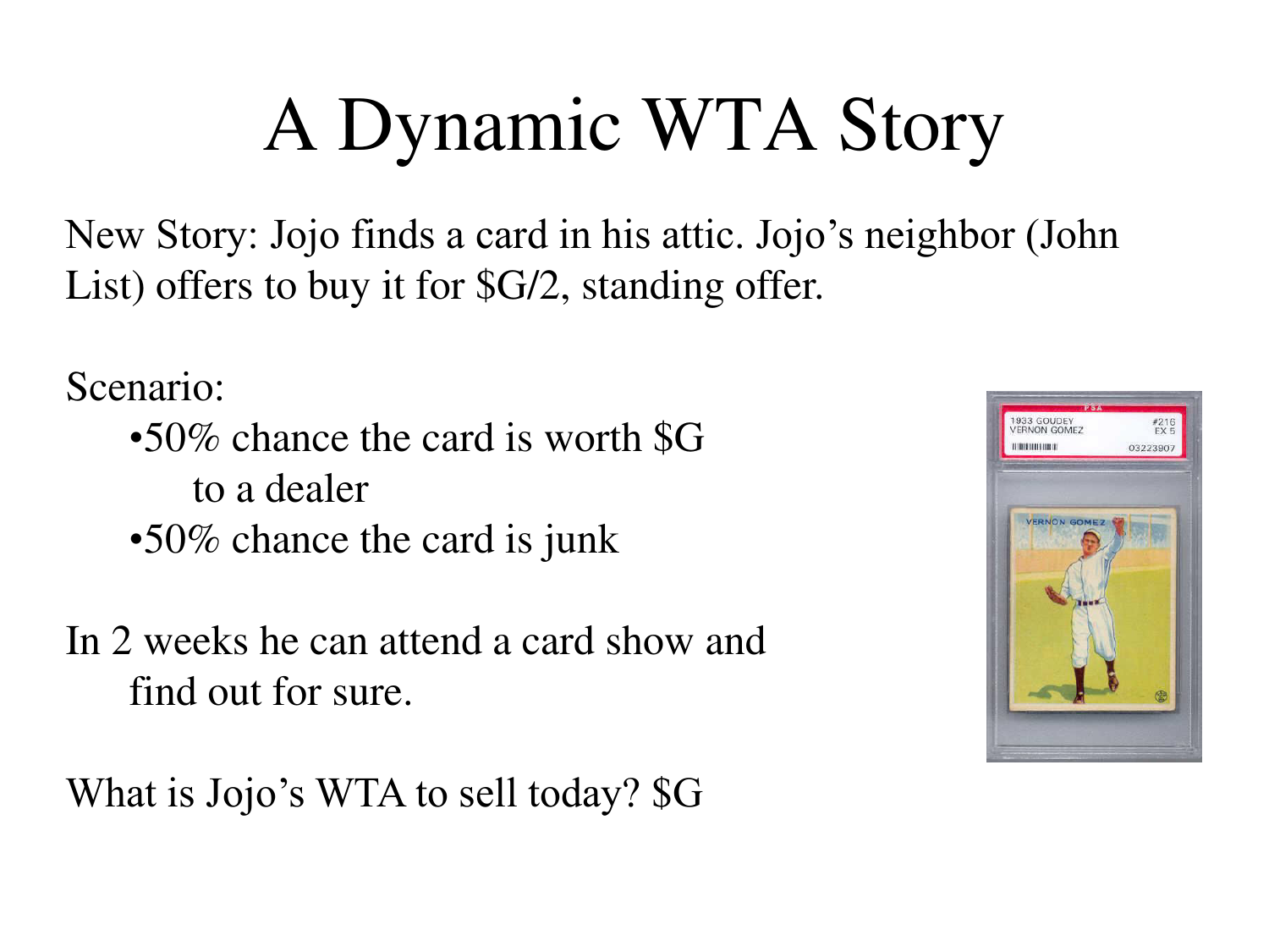# A Dynamic WTA Story

New Story: Jojo finds a card in his attic. Jojo's neighbor (John List) offers to buy it for $G/2, standing offer.

Scenario:

- 50% chance the card is worth $G to a dealer
- 50% chance the card is junk

In 2 weeks he can attend a card show and find out for sure.

What is Jojo's WTA to sell today? $G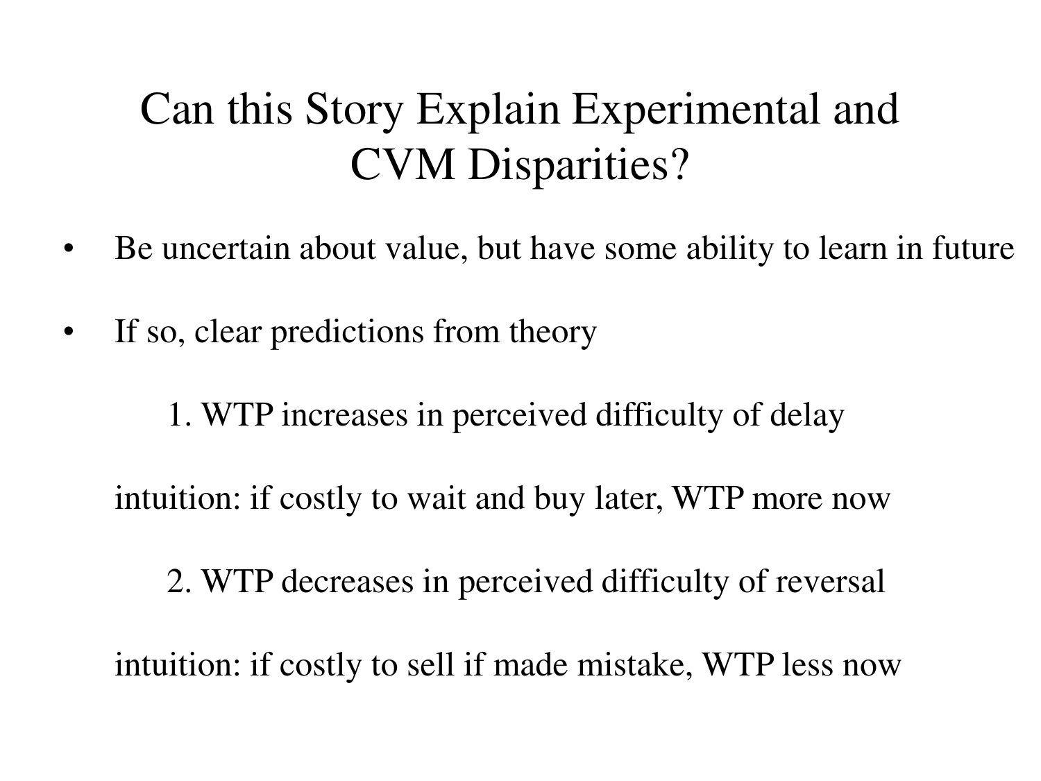# Can this Story Explain Experimental and CVM Disparities?

- Be uncertain about value, but have some ability to learn in future
- If so, clear predictions from theory

  1. WTP increases in perceived difficulty of delay

  intuition: if costly to wait and buy later, WTP more now

  2. WTP decreases in perceived difficulty of reversal

  intuition: if costly to sell if made mistake, WTP less now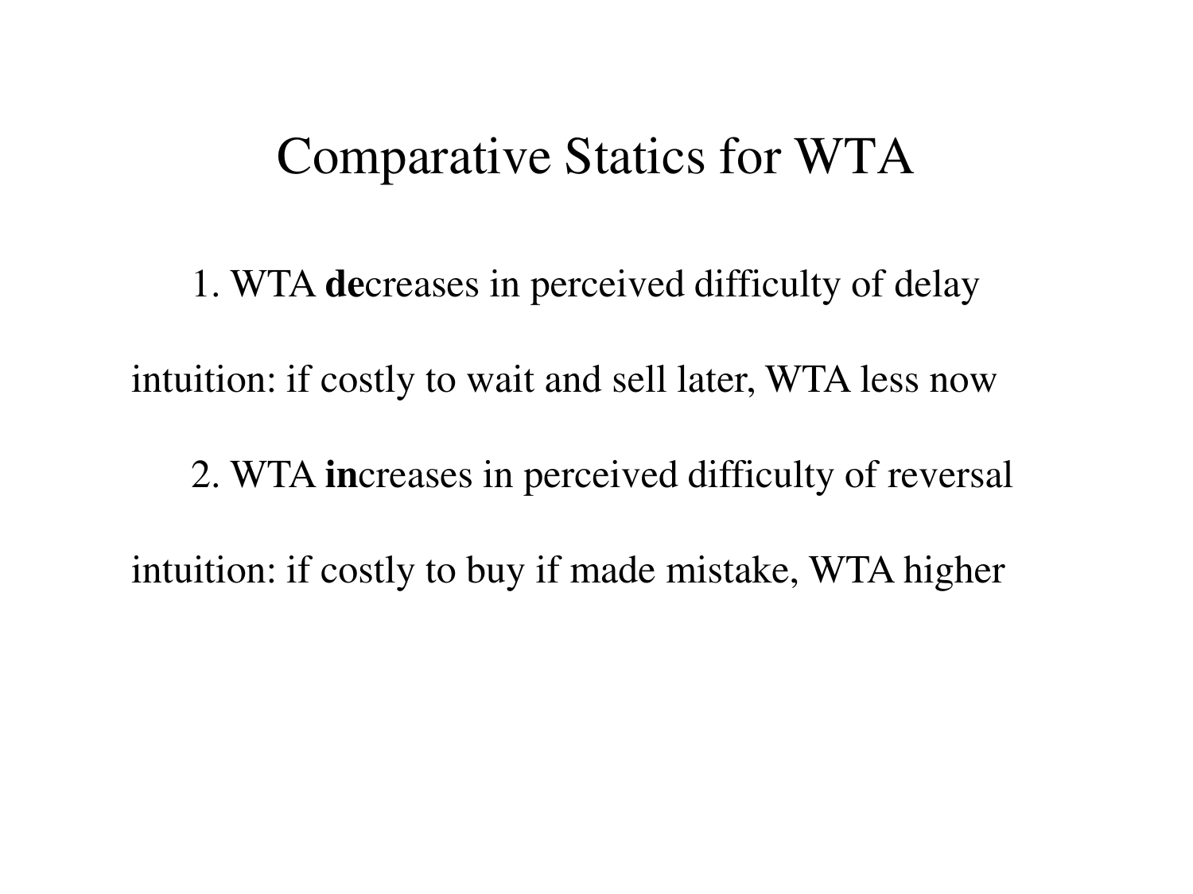# Comparative Statics for WTA

1. WTA **de**creases in perceived difficulty of delay

intuition: if costly to wait and sell later, WTA less now

2. WTA **in**creases in perceived difficulty of reversal

intuition: if costly to buy if made mistake, WTA higher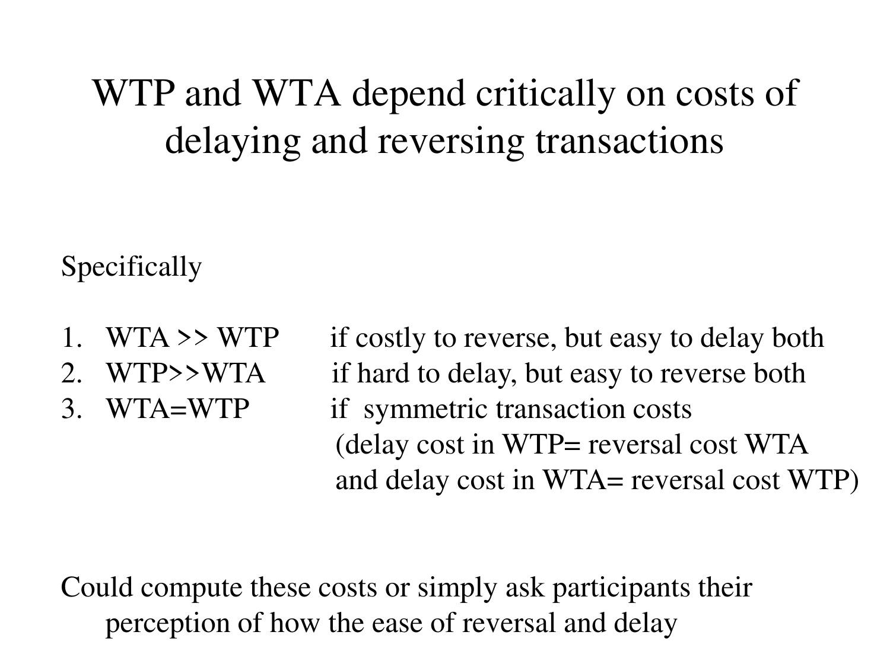# WTP and WTA depend critically on costs of delaying and reversing transactions

Specifically

1. WTA >> WTP if costly to reverse, but easy to delay both
2. WTP>>WTA if hard to delay, but easy to reverse both
3. WTA=WTP if symmetric transaction costs (delay cost in WTP= reversal cost WTA and delay cost in WTA= reversal cost WTP)

Could compute these costs or simply ask participants their perception of how the ease of reversal and delay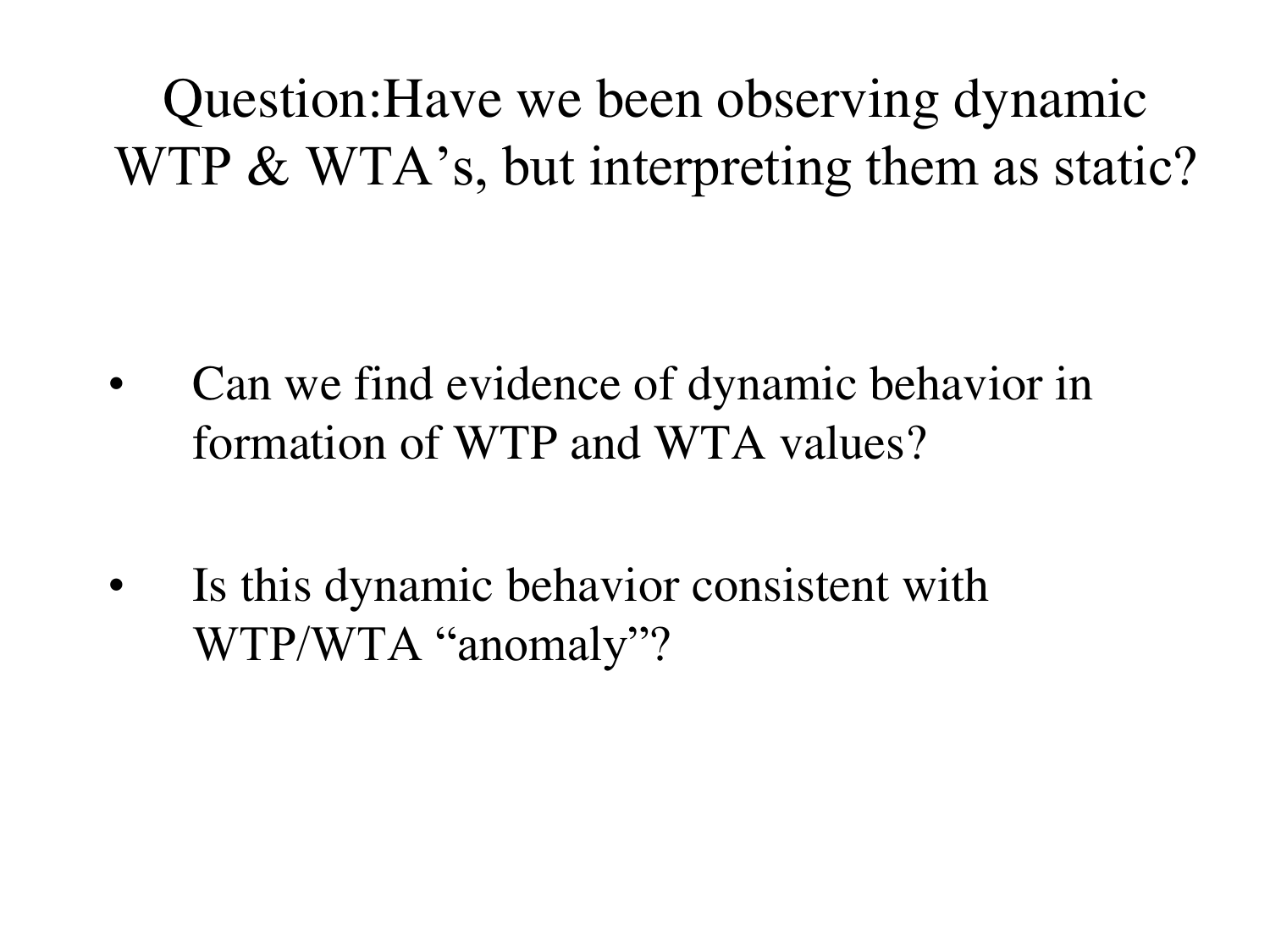# Question:Have we been observing dynamic WTP & WTA's, but interpreting them as static?

- Can we find evidence of dynamic behavior in formation of WTP and WTA values?
- Is this dynamic behavior consistent with WTP/WTA "anomaly"?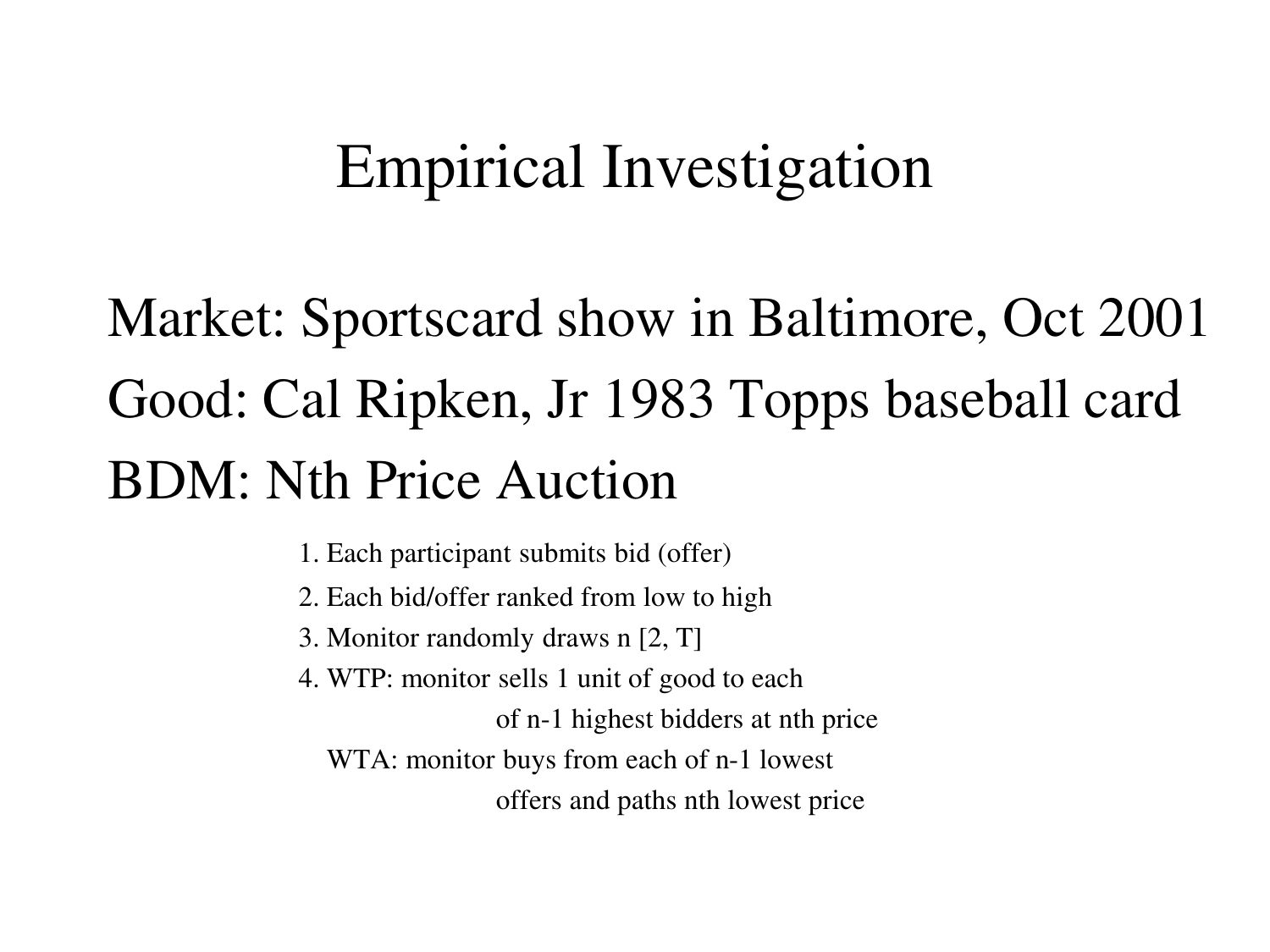# Empirical Investigation

Market: Sportscard show in Baltimore, Oct 2001

Good: Cal Ripken, Jr 1983 Topps baseball card

BDM: Nth Price Auction

1. Each participant submits bid (offer)
2. Each bid/offer ranked from low to high
3. Monitor randomly draws n [2, T]
4. WTP: monitor sells 1 unit of good to each of n-1 highest bidders at nth price

   WTA: monitor buys from each of n-1 lowest offers and paths nth lowest price